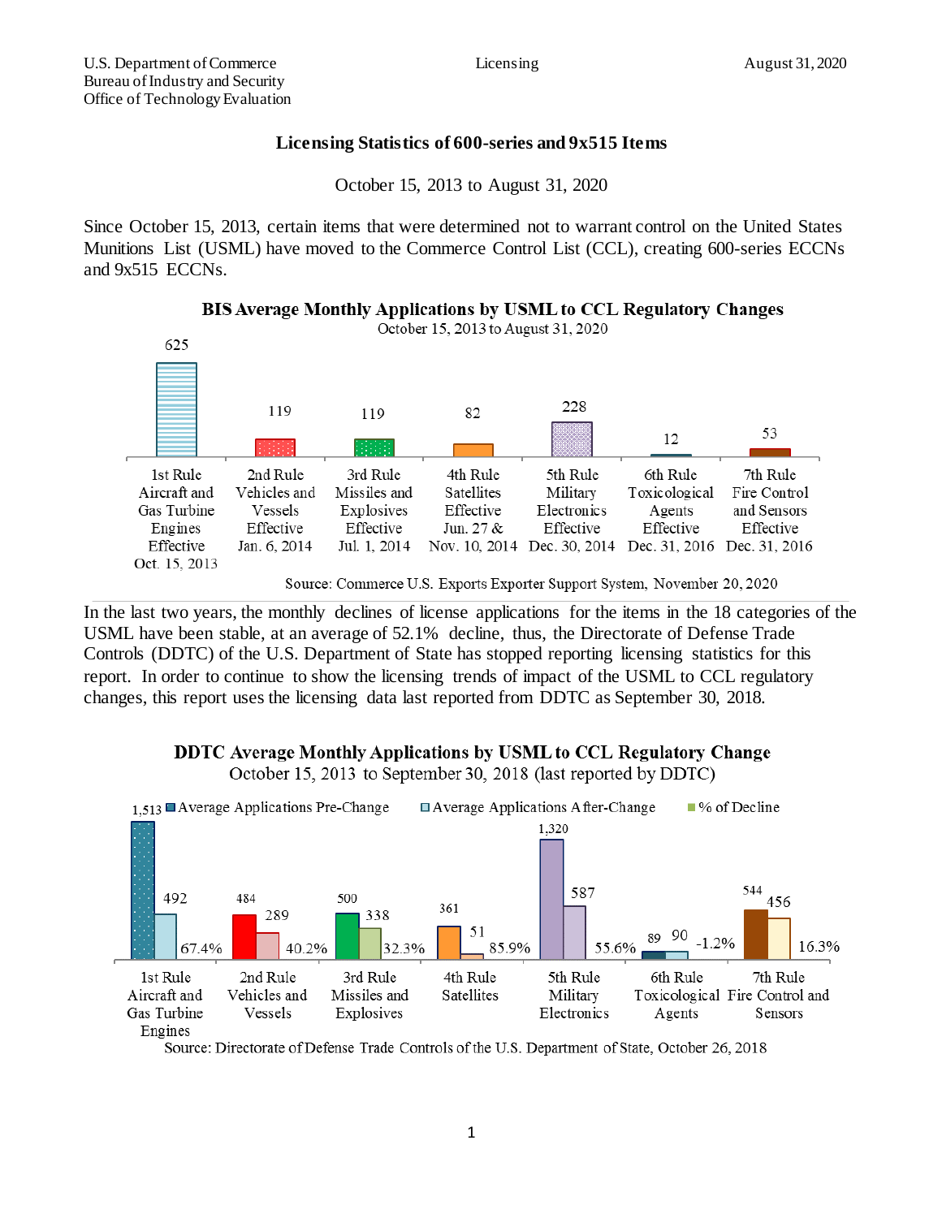U.S. Department of Commerce
Bureau of Industry and Security
Office of Technology Evaluation

Licensing

August 31, 2020

# Licensing Statistics of 600-series and 9x515 Items

October 15, 2013 to August 31, 2020

Since October 15, 2013, certain items that were determined not to warrant control on the United States Munitions List (USML) have moved to the Commerce Control List (CCL), creating 600-series ECCNs and 9x515 ECCNs.

**BIS Average Monthly Applications by USML to CCL Regulatory Changes**
October 15, 2013 to August 31, 2020

| Rule | Average Monthly Applications |
|---|---|
| 1st Rule Aircraft and Gas Turbine Engines Effective Oct. 15, 2013 | 625 |
| 2nd Rule Vehicles and Vessels Effective Jan. 6, 2014 | 119 |
| 3rd Rule Missiles and Explosives Effective Jul. 1, 2014 | 119 |
| 4th Rule Satellites Effective Jun. 27 & Nov. 10, 2014 | 82 |
| 5th Rule Military Electronics Effective Dec. 30, 2014 | 228 |
| 6th Rule Toxicological Agents Effective Dec. 31, 2016 | 12 |
| 7th Rule Fire Control and Sensors Effective Dec. 31, 2016 | 53 |

Source: Commerce U.S. Exports Exporter Support System, November 20, 2020

In the last two years, the monthly declines of license applications for the items in the 18 categories of the USML have been stable, at an average of 52.1% decline, thus, the Directorate of Defense Trade Controls (DDTC) of the U.S. Department of State has stopped reporting licensing statistics for this report. In order to continue to show the licensing trends of impact of the USML to CCL regulatory changes, this report uses the licensing data last reported from DDTC as September 30, 2018.

**DDTC Average Monthly Applications by USML to CCL Regulatory Change**
October 15, 2013 to September 30, 2018 (last reported by DDTC)

| Rule | Average Applications Pre-Change | Average Applications After-Change | % of Decline |
|---|---|---|---|
| 1st Rule Aircraft and Gas Turbine Engines | 1,513 | 492 | 67.4% |
| 2nd Rule Vehicles and Vessels | 484 | 289 | 40.2% |
| 3rd Rule Missiles and Explosives | 500 | 338 | 32.3% |
| 4th Rule Satellites | 361 | 51 | 85.9% |
| 5th Rule Military Electronics | 1,320 | 587 | 55.6% |
| 6th Rule Toxicological Agents | 89 | 90 | -1.2% |
| 7th Rule Fire Control and Sensors | 544 | 456 | 16.3% |

Source: Directorate of Defense Trade Controls of the U.S. Department of State, October 26, 2018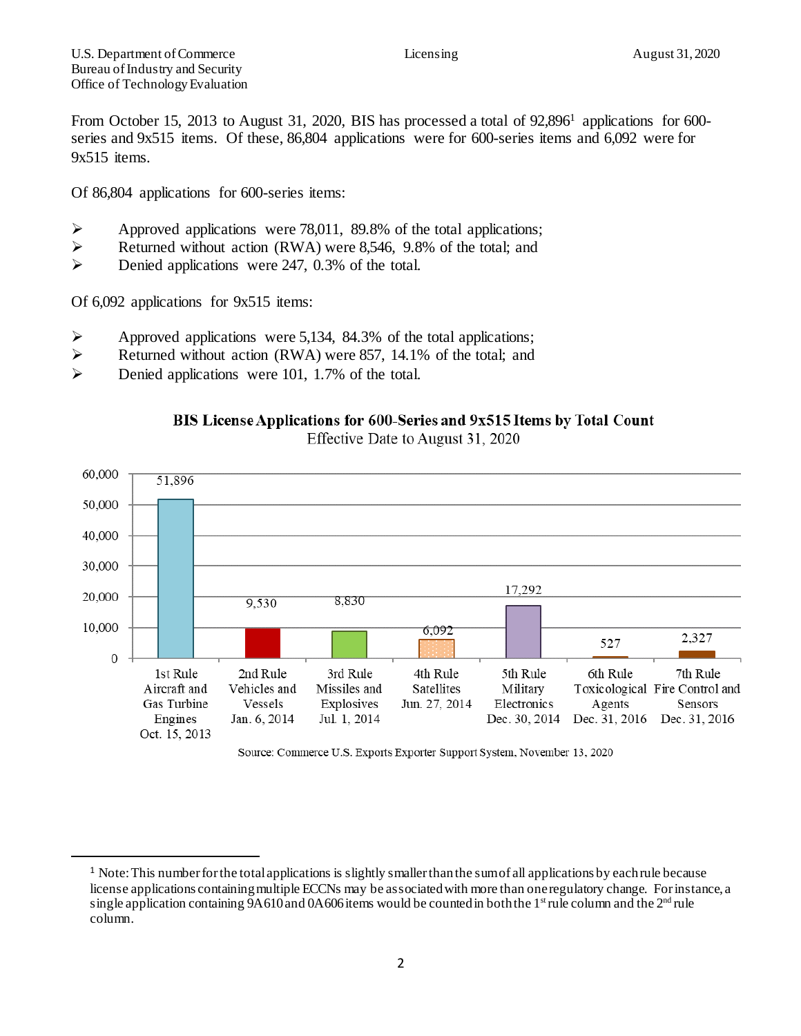From October 15, 2013 to August 31, 2020, BIS has processed a total of 92,896[1] applications for 600-series and 9x515 items. Of these, 86,804 applications were for 600-series items and 6,092 were for 9x515 items.

Of 86,804 applications for 600-series items:

- Approved applications were 78,011, 89.8% of the total applications;
- Returned without action (RWA) were 8,546, 9.8% of the total; and
- Denied applications were 247, 0.3% of the total.

Of 6,092 applications for 9x515 items:

- Approved applications were 5,134, 84.3% of the total applications;
- Returned without action (RWA) were 857, 14.1% of the total; and
- Denied applications were 101, 1.7% of the total.

**BIS License Applications for 600-Series and 9x515 Items by Total Count**

Effective Date to August 31, 2020

| Rule | Count |
|---|---|
| 1st Rule Aircraft and Gas Turbine Engines Oct. 15, 2013 | 51,896 |
| 2nd Rule Vehicles and Vessels Jan. 6, 2014 | 9,530 |
| 3rd Rule Missiles and Explosives Jul. 1, 2014 | 8,830 |
| 4th Rule Satellites Jun. 27, 2014 | 6,092 |
| 5th Rule Military Electronics Dec. 30, 2014 | 17,292 |
| 6th Rule Toxicological Agents Dec. 31, 2016 | 527 |
| 7th Rule Fire Control and Sensors Dec. 31, 2016 | 2,327 |

Source: Commerce U.S. Exports Exporter Support System, November 13, 2020

[1] Note: This number for the total applications is slightly smaller than the sum of all applications by each rule because license applications containing multiple ECCNs may be associated with more than one regulatory change. For instance, a single application containing 9A610 and 0A606 items would be counted in both the 1st rule column and the 2nd rule column.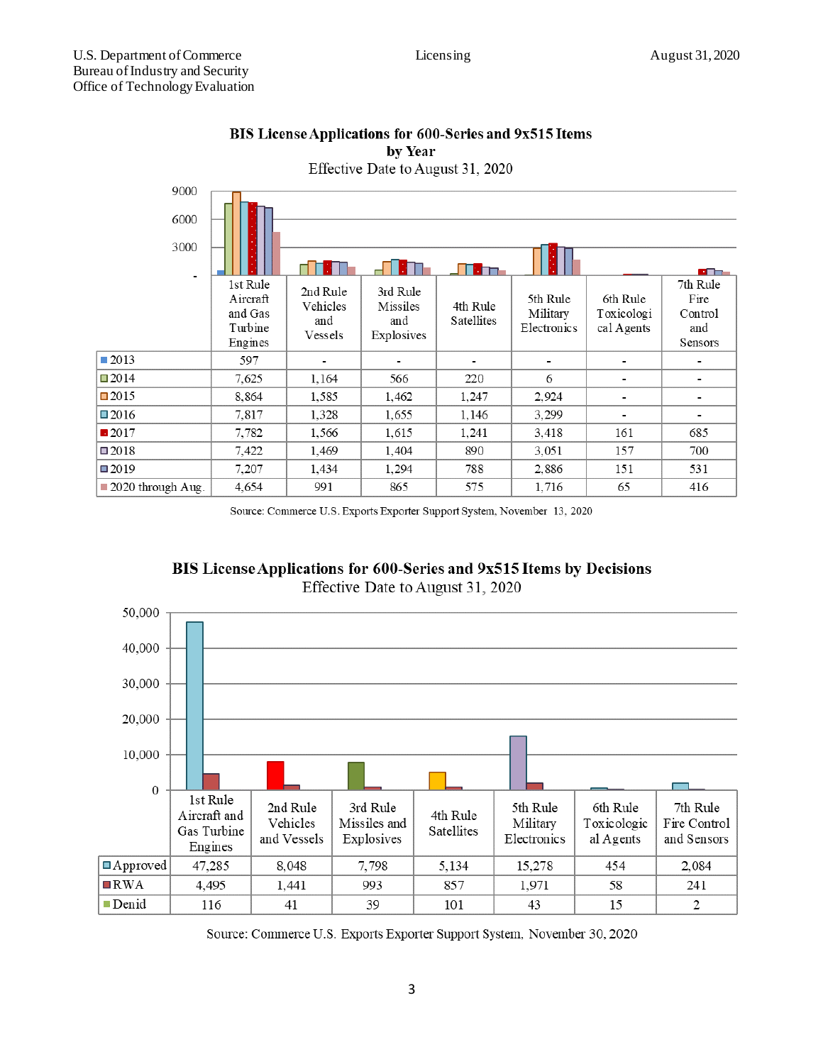## BIS License Applications for 600-Series and 9x515 Items by Year

Effective Date to August 31, 2020

| | 1st Rule Aircraft and Gas Turbine Engines | 2nd Rule Vehicles and Vessels | 3rd Rule Missiles and Explosives | 4th Rule Satellites | 5th Rule Military Electronics | 6th Rule Toxicological Agents | 7th Rule Fire Control and Sensors |
|---|---|---|---|---|---|---|---|
| 2013 | 597 | - | - | - | - | - | - |
| 2014 | 7,625 | 1,164 | 566 | 220 | 6 | - | - |
| 2015 | 8,864 | 1,585 | 1,462 | 1,247 | 2,924 | - | - |
| 2016 | 7,817 | 1,328 | 1,655 | 1,146 | 3,299 | - | - |
| 2017 | 7,782 | 1,566 | 1,615 | 1,241 | 3,418 | 161 | 685 |
| 2018 | 7,422 | 1,469 | 1,404 | 890 | 3,051 | 157 | 700 |
| 2019 | 7,207 | 1,434 | 1,294 | 788 | 2,886 | 151 | 531 |
| 2020 through Aug. | 4,654 | 991 | 865 | 575 | 1,716 | 65 | 416 |

Source: Commerce U.S. Exports Exporter Support System, November 13, 2020

## BIS License Applications for 600-Series and 9x515 Items by Decisions

Effective Date to August 31, 2020

| | 1st Rule Aircraft and Gas Turbine Engines | 2nd Rule Vehicles and Vessels | 3rd Rule Missiles and Explosives | 4th Rule Satellites | 5th Rule Military Electronics | 6th Rule Toxicological Agents | 7th Rule Fire Control and Sensors |
|---|---|---|---|---|---|---|---|
| Approved | 47,285 | 8,048 | 7,798 | 5,134 | 15,278 | 454 | 2,084 |
| RWA | 4,495 | 1,441 | 993 | 857 | 1,971 | 58 | 241 |
| Denid | 116 | 41 | 39 | 101 | 43 | 15 | 2 |

Source: Commerce U.S. Exports Exporter Support System, November 30, 2020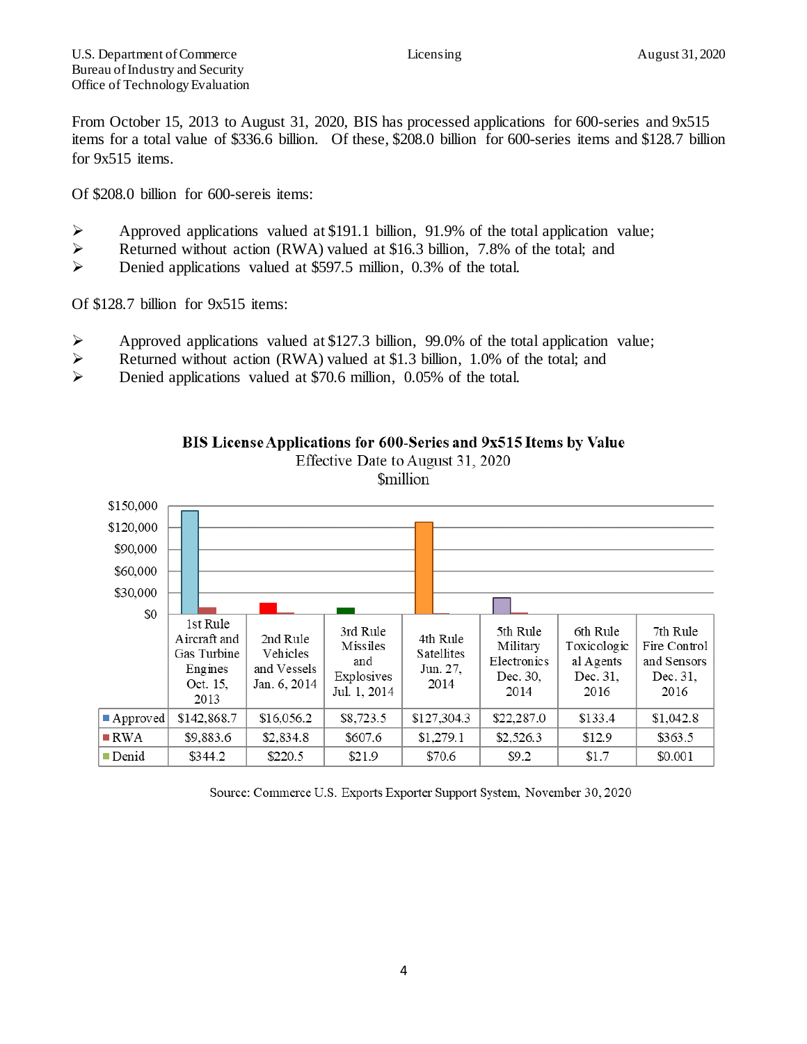From October 15, 2013 to August 31, 2020, BIS has processed applications for 600-series and 9x515 items for a total value of $336.6 billion. Of these, $208.0 billion for 600-series items and $128.7 billion for 9x515 items.

Of $208.0 billion for 600-sereis items:

- Approved applications valued at $191.1 billion, 91.9% of the total application value;
- Returned without action (RWA) valued at $16.3 billion, 7.8% of the total; and
- Denied applications valued at $597.5 million, 0.3% of the total.

Of $128.7 billion for 9x515 items:

- Approved applications valued at $127.3 billion, 99.0% of the total application value;
- Returned without action (RWA) valued at $1.3 billion, 1.0% of the total; and
- Denied applications valued at $70.6 million, 0.05% of the total.

**BIS License Applications for 600-Series and 9x515 Items by Value**
Effective Date to August 31, 2020
$million

| | 1st Rule Aircraft and Gas Turbine Engines Oct. 15, 2013 | 2nd Rule Vehicles and Vessels Jan. 6, 2014 | 3rd Rule Missiles and Explosives Jul. 1, 2014 | 4th Rule Satellites Jun. 27, 2014 | 5th Rule Military Electronics Dec. 30, 2014 | 6th Rule Toxicological Agents Dec. 31, 2016 | 7th Rule Fire Control and Sensors Dec. 31, 2016 |
|---|---|---|---|---|---|---|---|
| Approved | $142,868.7 | $16,056.2 | $8,723.5 | $127,304.3 | $22,287.0 | $133.4 | $1,042.8 |
| RWA | $9,883.6 | $2,834.8 | $607.6 | $1,279.1 | $2,526.3 | $12.9 | $363.5 |
| Denid | $344.2 | $220.5 | $21.9 | $70.6 | $9.2 | $1.7 | $0.001 |

Source: Commerce U.S. Exports Exporter Support System, November 30, 2020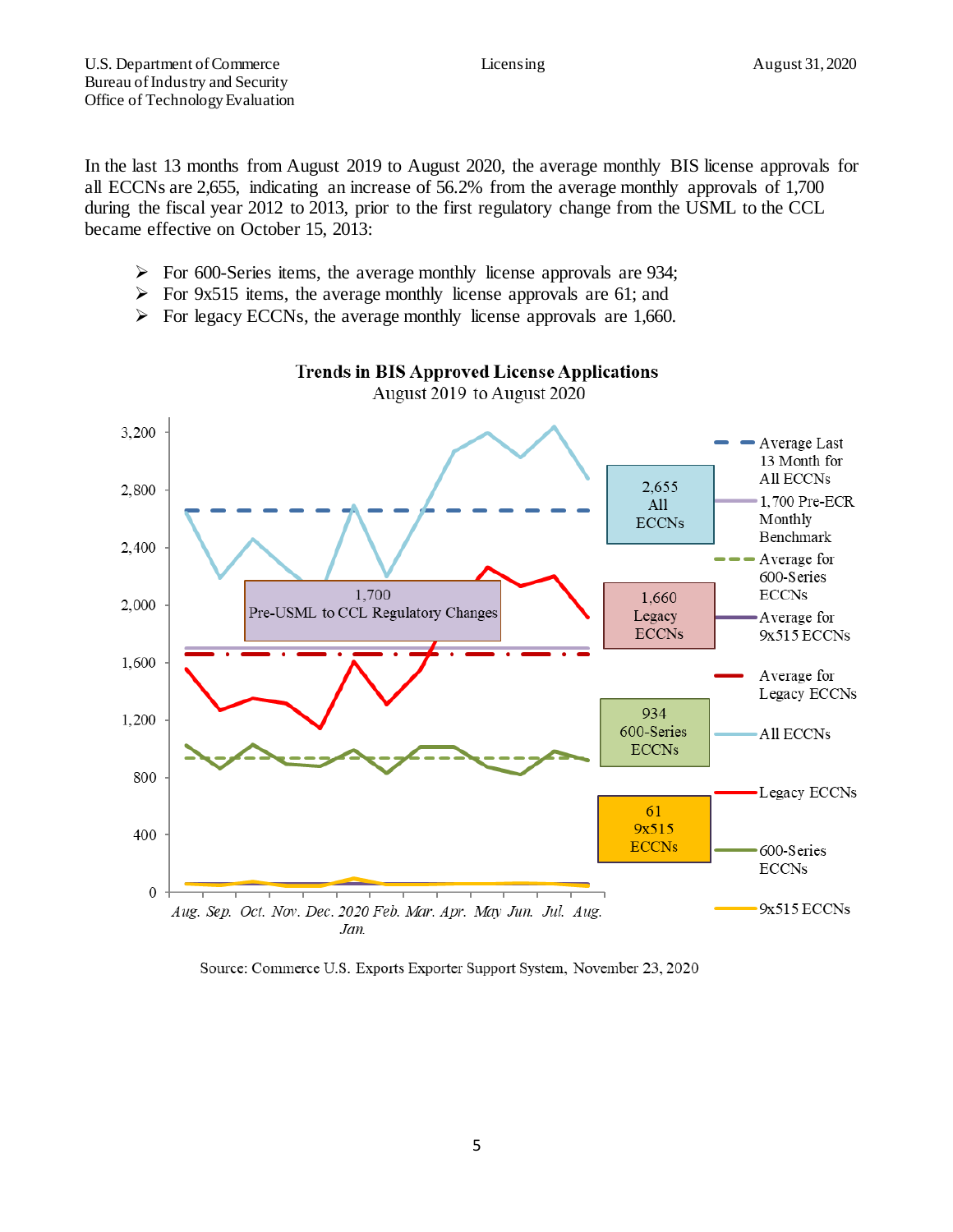In the last 13 months from August 2019 to August 2020, the average monthly BIS license approvals for all ECCNs are 2,655, indicating an increase of 56.2% from the average monthly approvals of 1,700 during the fiscal year 2012 to 2013, prior to the first regulatory change from the USML to the CCL became effective on October 15, 2013:

- For 600-Series items, the average monthly license approvals are 934;
- For 9x515 items, the average monthly license approvals are 61; and
- For legacy ECCNs, the average monthly license approvals are 1,660.

**Trends in BIS Approved License Applications**
August 2019 to August 2020

Source: Commerce U.S. Exports Exporter Support System, November 23, 2020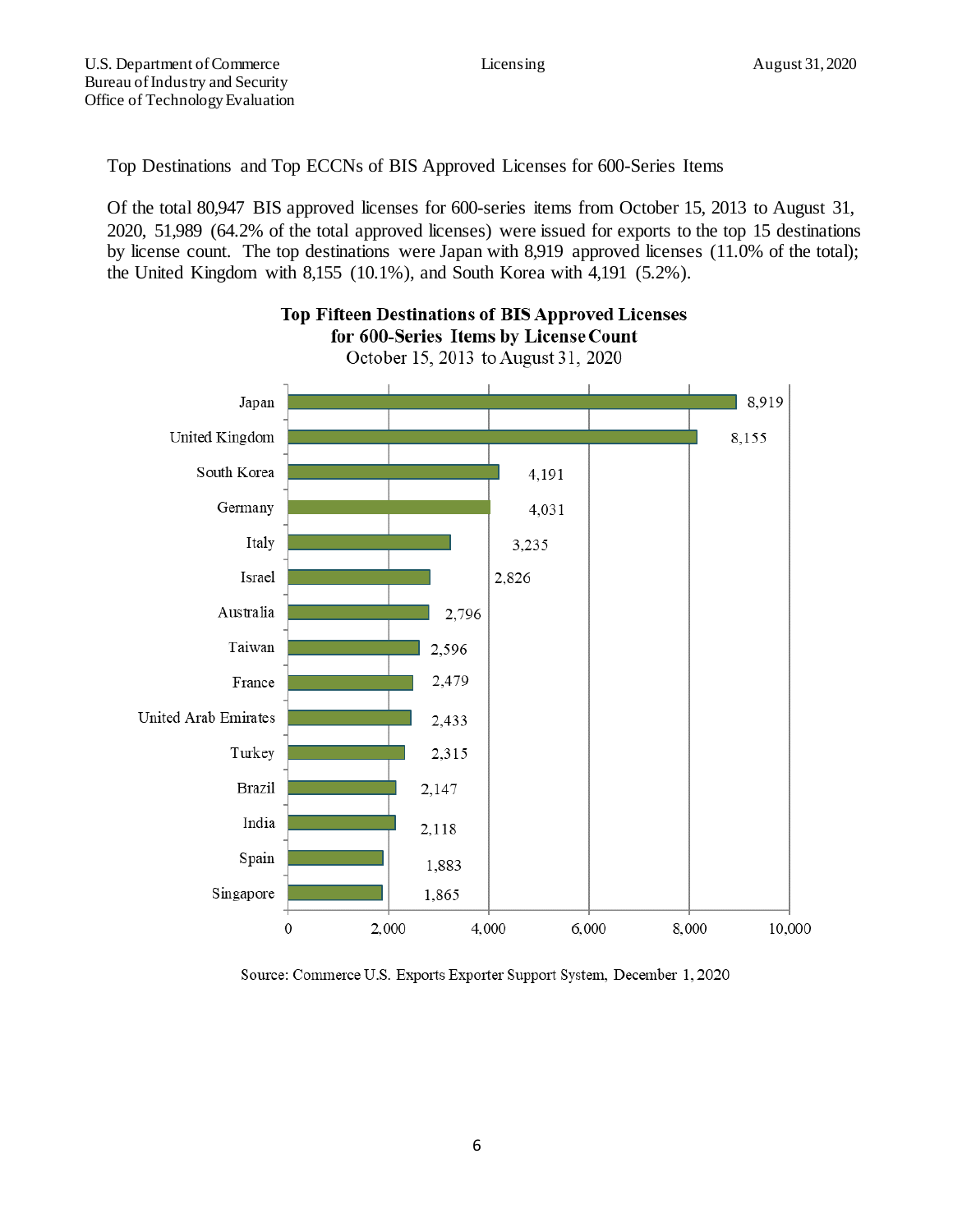Top Destinations and Top ECCNs of BIS Approved Licenses for 600-Series Items

Of the total 80,947 BIS approved licenses for 600-series items from October 15, 2013 to August 31, 2020, 51,989 (64.2% of the total approved licenses) were issued for exports to the top 15 destinations by license count. The top destinations were Japan with 8,919 approved licenses (11.0% of the total); the United Kingdom with 8,155 (10.1%), and South Korea with 4,191 (5.2%).

**Top Fifteen Destinations of BIS Approved Licenses for 600-Series Items by License Count**

October 15, 2013 to August 31, 2020

| Destination | License Count |
|---|---|
| Japan | 8,919 |
| United Kingdom | 8,155 |
| South Korea | 4,191 |
| Germany | 4,031 |
| Italy | 3,235 |
| Israel | 2,826 |
| Australia | 2,796 |
| Taiwan | 2,596 |
| France | 2,479 |
| United Arab Emirates | 2,433 |
| Turkey | 2,315 |
| Brazil | 2,147 |
| India | 2,118 |
| Spain | 1,883 |
| Singapore | 1,865 |

Source: Commerce U.S. Exports Exporter Support System, December 1, 2020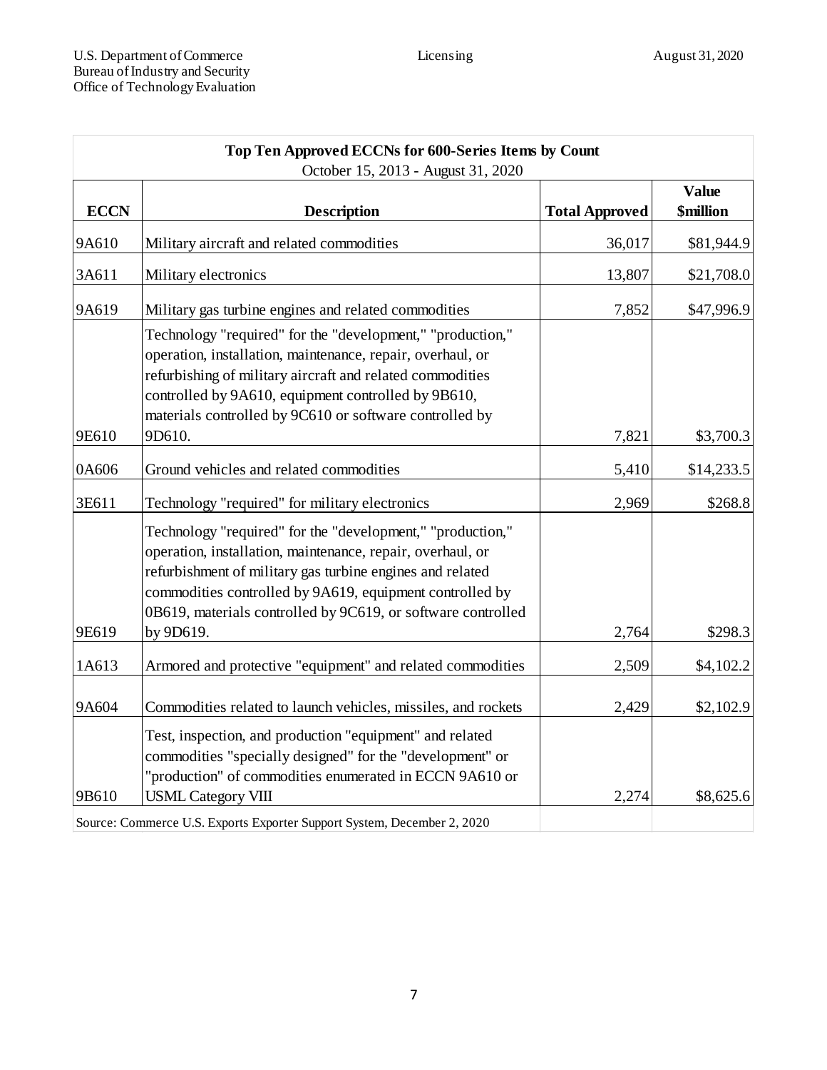| **Top Ten Approved ECCNs for 600-Series Items by Count** | | | |
|---|---|---|---|
| October 15, 2013 - August 31, 2020 | | | |
| **ECCN** | **Description** | **Total Approved** | **Value $million** |
| 9A610 | Military aircraft and related commodities | 36,017 | $81,944.9 |
| 3A611 | Military electronics | 13,807 | $21,708.0 |
| 9A619 | Military gas turbine engines and related commodities | 7,852 | $47,996.9 |
| 9E610 | Technology "required" for the "development," "production," operation, installation, maintenance, repair, overhaul, or refurbishing of military aircraft and related commodities controlled by 9A610, equipment controlled by 9B610, materials controlled by 9C610 or software controlled by 9D610. | 7,821 | $3,700.3 |
| 0A606 | Ground vehicles and related commodities | 5,410 | $14,233.5 |
| 3E611 | Technology "required" for military electronics | 2,969 | $268.8 |
| 9E619 | Technology "required" for the "development," "production," operation, installation, maintenance, repair, overhaul, or refurbishment of military gas turbine engines and related commodities controlled by 9A619, equipment controlled by 0B619, materials controlled by 9C619, or software controlled by 9D619. | 2,764 | $298.3 |
| 1A613 | Armored and protective "equipment" and related commodities | 2,509 | $4,102.2 |
| 9A604 | Commodities related to launch vehicles, missiles, and rockets | 2,429 | $2,102.9 |
| 9B610 | Test, inspection, and production "equipment" and related commodities "specially designed" for the "development" or "production" of commodities enumerated in ECCN 9A610 or USML Category VIII | 2,274 | $8,625.6 |

Source: Commerce U.S. Exports Exporter Support System, December 2, 2020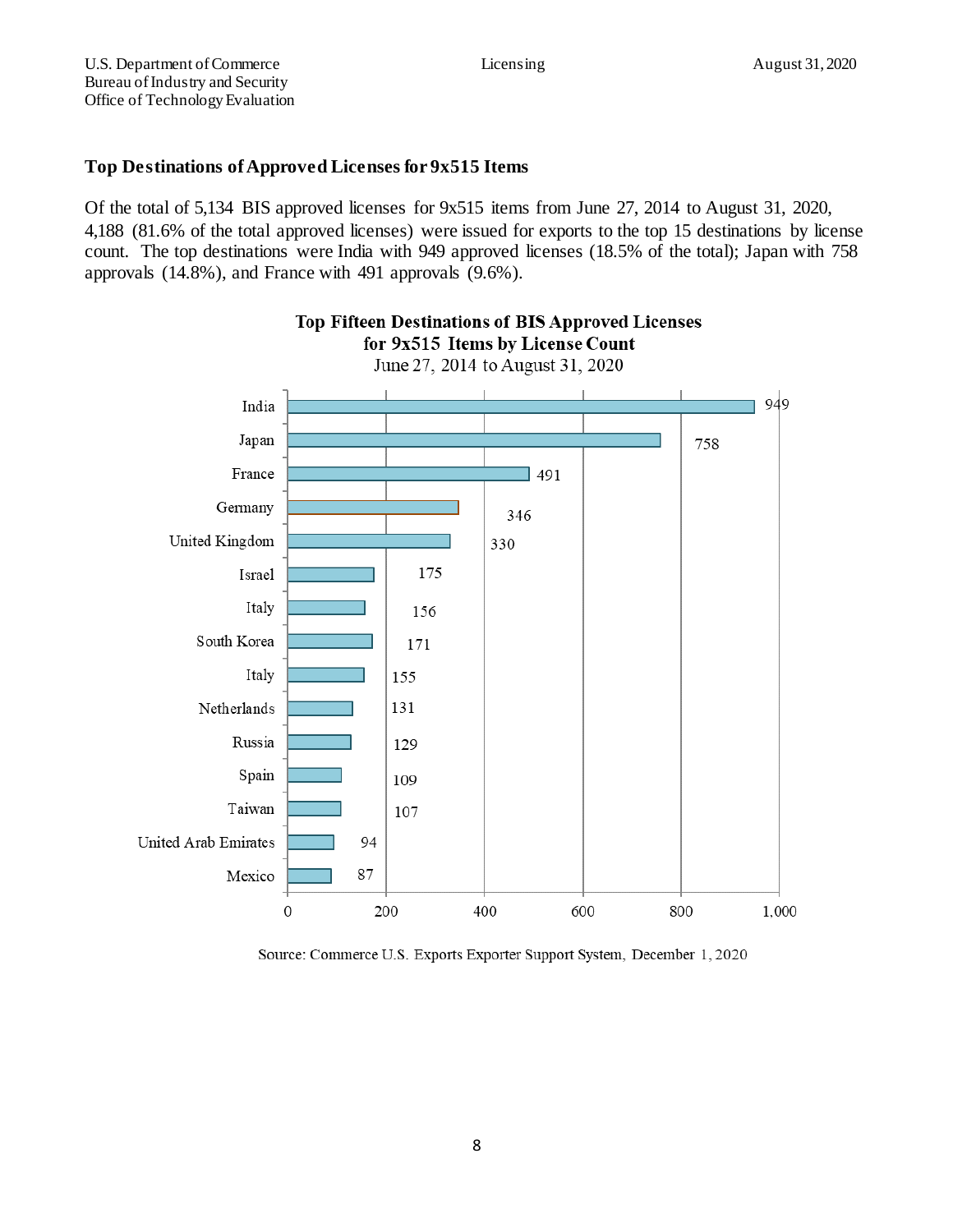### Top Destinations of Approved Licenses for 9x515 Items

Of the total of 5,134 BIS approved licenses for 9x515 items from June 27, 2014 to August 31, 2020, 4,188 (81.6% of the total approved licenses) were issued for exports to the top 15 destinations by license count. The top destinations were India with 949 approved licenses (18.5% of the total); Japan with 758 approvals (14.8%), and France with 491 approvals (9.6%).

**Top Fifteen Destinations of BIS Approved Licenses for 9x515 Items by License Count**

June 27, 2014 to August 31, 2020

India 949
Japan 758
France 491
Germany 346
United Kingdom 330
Israel 175
Italy 156
South Korea 171
Italy 155
Netherlands 131
Russia 129
Spain 109
Taiwan 107
United Arab Emirates 94
Mexico 87

0 200 400 600 800 1,000

Source: Commerce U.S. Exports Exporter Support System, December 1, 2020